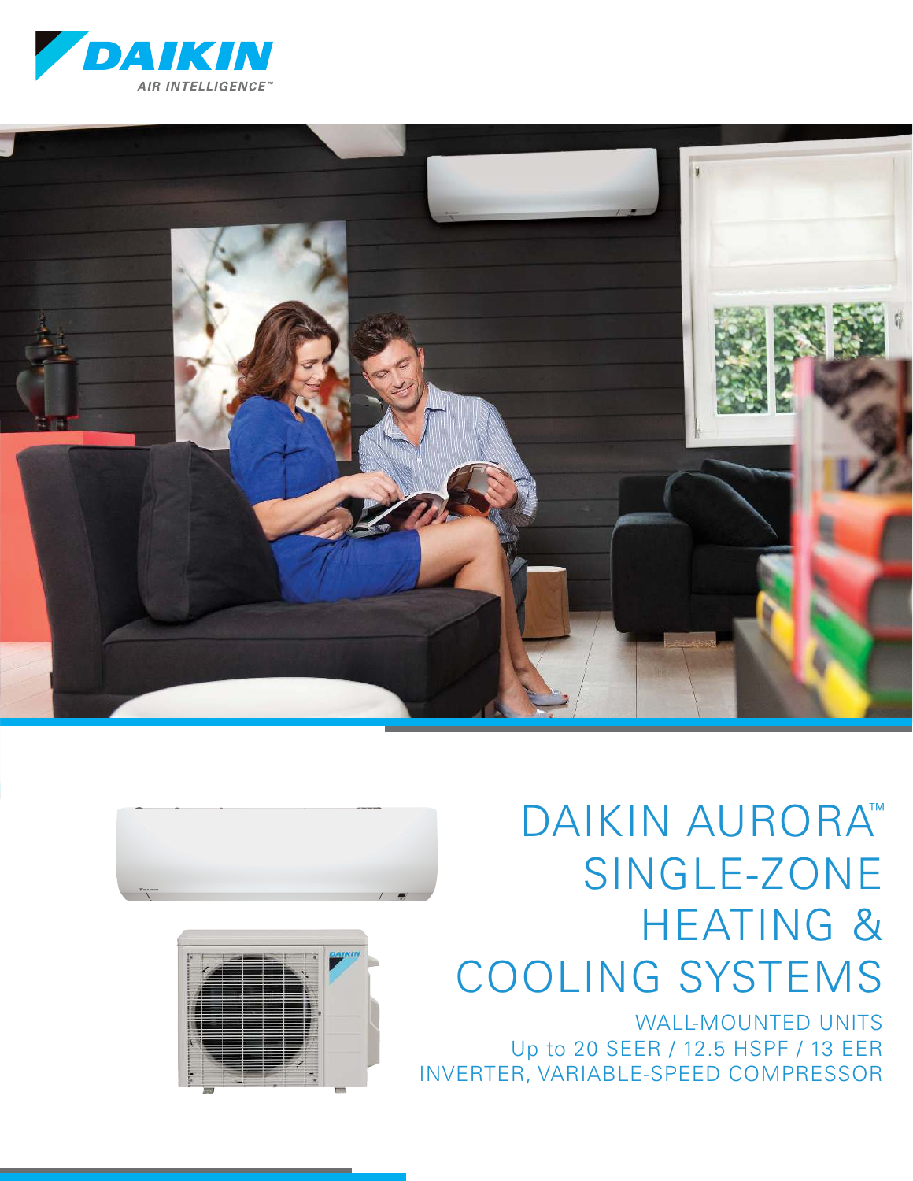DAIKIN
AIR INTELLIGENCE™

# DAIKIN AURORA™ SINGLE-ZONE HEATING & COOLING SYSTEMS

WALL-MOUNTED UNITS
Up to 20 SEER / 12.5 HSPF / 13 EER
INVERTER, VARIABLE-SPEED COMPRESSOR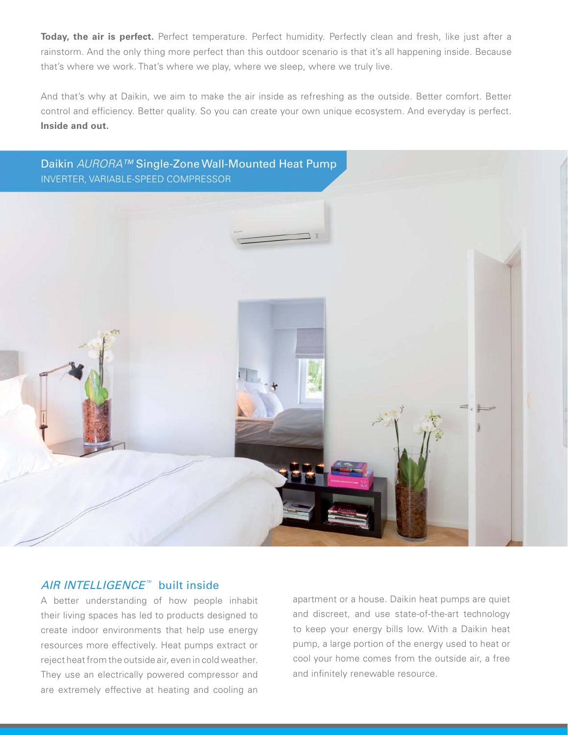**Today, the air is perfect.** Perfect temperature. Perfect humidity. Perfectly clean and fresh, like just after a rainstorm. And the only thing more perfect than this outdoor scenario is that it's all happening inside. Because that's where we work. That's where we play, where we sleep, where we truly live.

And that's why at Daikin, we aim to make the air inside as refreshing as the outside. Better comfort. Better control and efficiency. Better quality. So you can create your own unique ecosystem. And everyday is perfect. **Inside and out.**

## Daikin *AURORA™* Single-Zone Wall-Mounted Heat Pump

INVERTER, VARIABLE-SPEED COMPRESSOR

### *AIR INTELLIGENCE™* built inside

A better understanding of how people inhabit their living spaces has led to products designed to create indoor environments that help use energy resources more effectively. Heat pumps extract or reject heat from the outside air, even in cold weather. They use an electrically powered compressor and are extremely effective at heating and cooling an apartment or a house. Daikin heat pumps are quiet and discreet, and use state-of-the-art technology to keep your energy bills low. With a Daikin heat pump, a large portion of the energy used to heat or cool your home comes from the outside air, a free and infinitely renewable resource.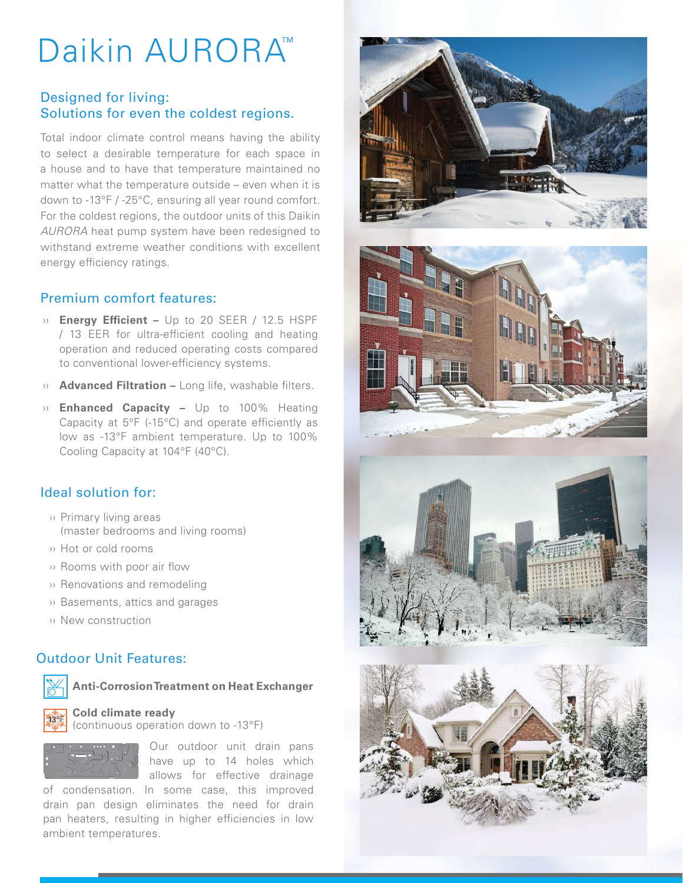# Daikin AURORA™

## Designed for living: Solutions for even the coldest regions.

Total indoor climate control means having the ability to select a desirable temperature for each space in a house and to have that temperature maintained no matter what the temperature outside – even when it is down to -13°F / -25°C, ensuring all year round comfort. For the coldest regions, the outdoor units of this Daikin *AURORA* heat pump system have been redesigned to withstand extreme weather conditions with excellent energy efficiency ratings.

## Premium comfort features:

- **Energy Efficient –** Up to 20 SEER / 12.5 HSPF / 13 EER for ultra-efficient cooling and heating operation and reduced operating costs compared to conventional lower-efficiency systems.
- **Advanced Filtration –** Long life, washable filters.
- **Enhanced Capacity –** Up to 100% Heating Capacity at 5°F (-15°C) and operate efficiently as low as -13°F ambient temperature. Up to 100% Cooling Capacity at 104°F (40°C).

## Ideal solution for:

- Primary living areas (master bedrooms and living rooms)
- Hot or cold rooms
- Rooms with poor air flow
- Renovations and remodeling
- Basements, attics and garages
- New construction

## Outdoor Unit Features:

**Anti-Corrosion Treatment on Heat Exchanger**

**Cold climate ready**
(continuous operation down to -13°F)

Our outdoor unit drain pans have up to 14 holes which allows for effective drainage of condensation. In some case, this improved drain pan design eliminates the need for drain pan heaters, resulting in higher efficiencies in low ambient temperatures.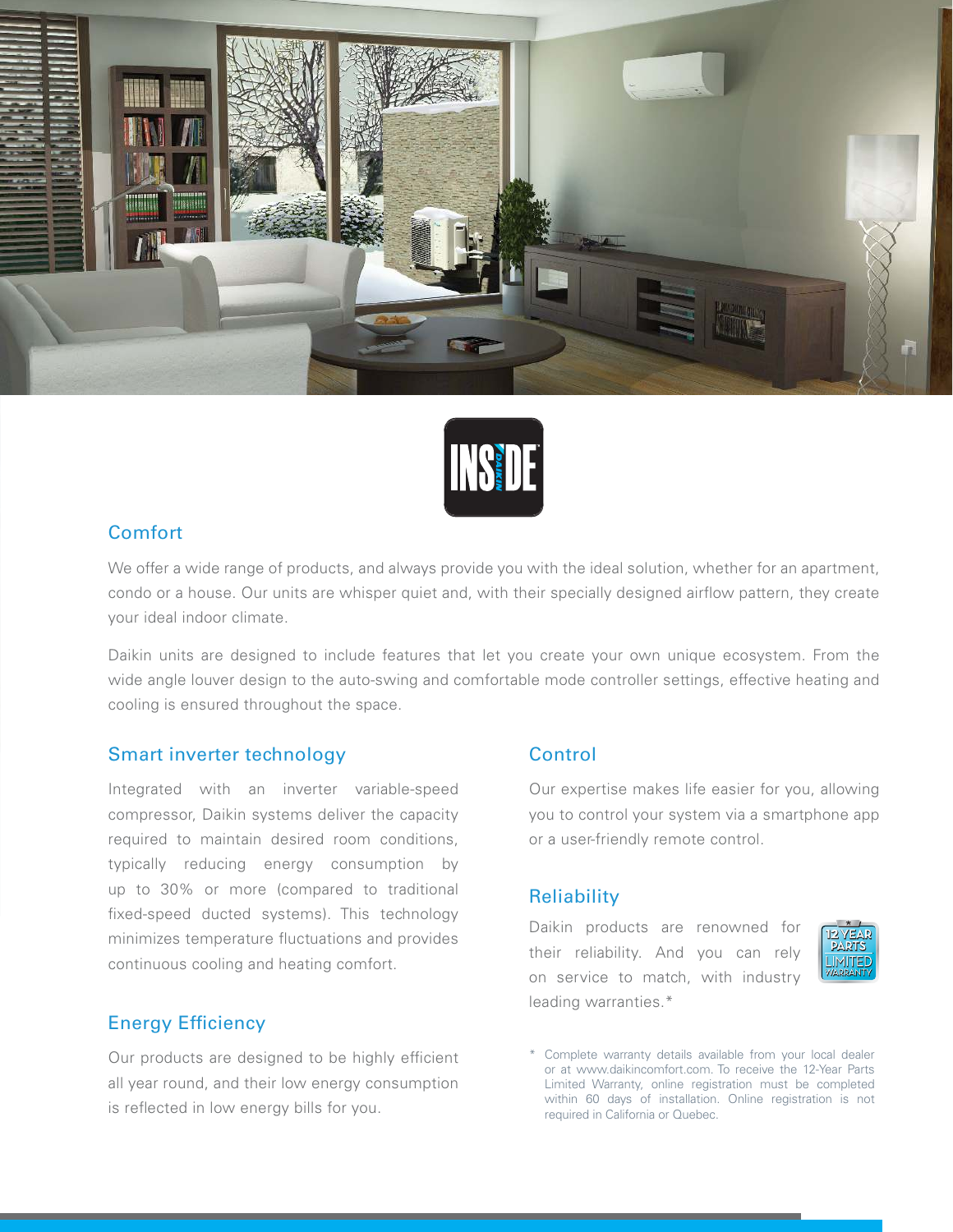## Comfort

We offer a wide range of products, and always provide you with the ideal solution, whether for an apartment, condo or a house. Our units are whisper quiet and, with their specially designed airflow pattern, they create your ideal indoor climate.

Daikin units are designed to include features that let you create your own unique ecosystem. From the wide angle louver design to the auto-swing and comfortable mode controller settings, effective heating and cooling is ensured throughout the space.

## Smart inverter technology

Integrated with an inverter variable-speed compressor, Daikin systems deliver the capacity required to maintain desired room conditions, typically reducing energy consumption by up to 30% or more (compared to traditional fixed-speed ducted systems). This technology minimizes temperature fluctuations and provides continuous cooling and heating comfort.

## Energy Efficiency

Our products are designed to be highly efficient all year round, and their low energy consumption is reflected in low energy bills for you.

## Control

Our expertise makes life easier for you, allowing you to control your system via a smartphone app or a user-friendly remote control.

## Reliability

Daikin products are renowned for their reliability. And you can rely on service to match, with industry leading warranties.*

\* Complete warranty details available from your local dealer or at www.daikincomfort.com. To receive the 12-Year Parts Limited Warranty, online registration must be completed within 60 days of installation. Online registration is not required in California or Quebec.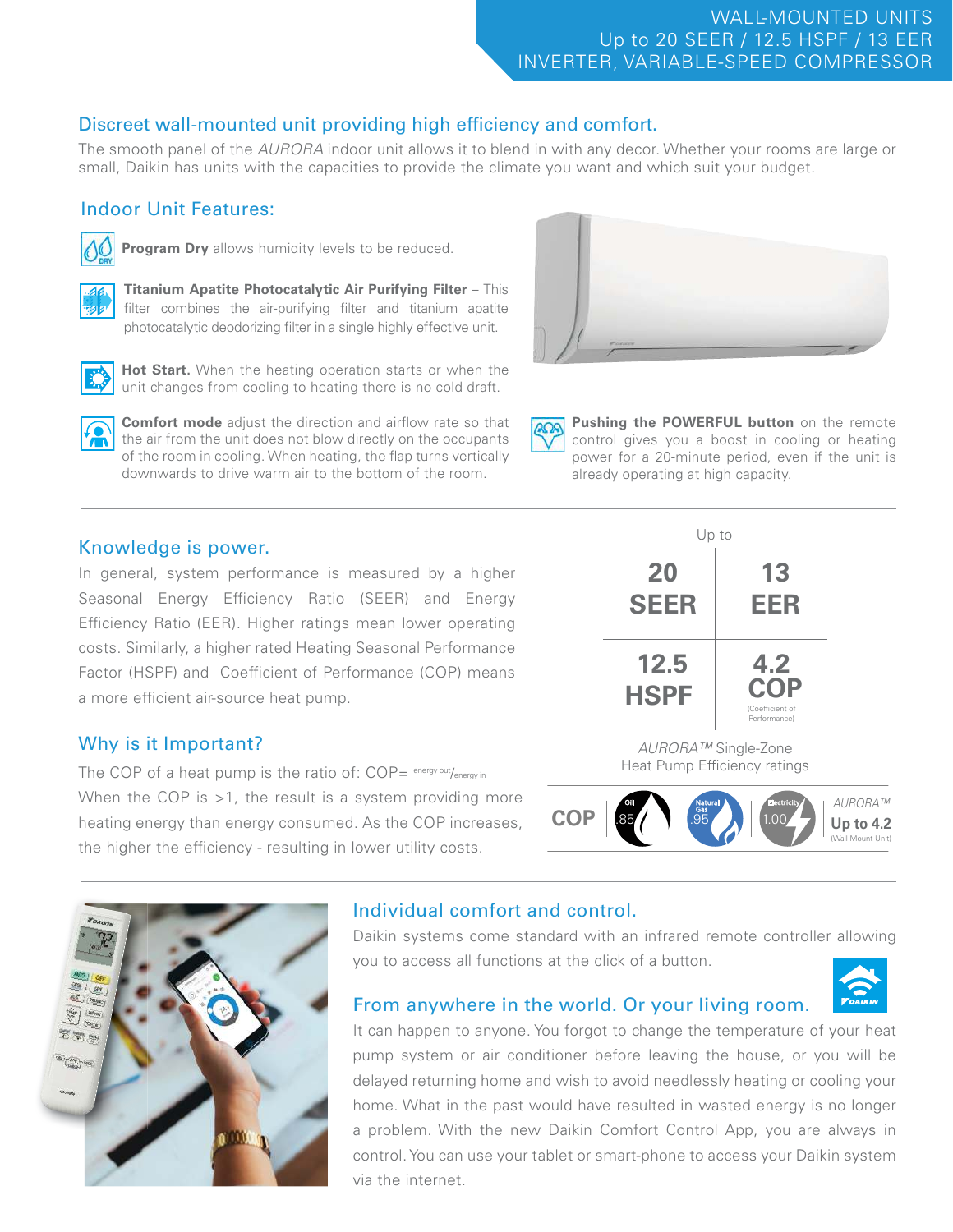WALL-MOUNTED UNITS
Up to 20 SEER / 12.5 HSPF / 13 EER
INVERTER, VARIABLE-SPEED COMPRESSOR

## Discreet wall-mounted unit providing high efficiency and comfort.

The smooth panel of the *AURORA* indoor unit allows it to blend in with any decor. Whether your rooms are large or small, Daikin has units with the capacities to provide the climate you want and which suit your budget.

### Indoor Unit Features:

**Program Dry** allows humidity levels to be reduced.

**Titanium Apatite Photocatalytic Air Purifying Filter** – This filter combines the air-purifying filter and titanium apatite photocatalytic deodorizing filter in a single highly effective unit.

**Hot Start.** When the heating operation starts or when the unit changes from cooling to heating there is no cold draft.

**Comfort mode** adjust the direction and airflow rate so that the air from the unit does not blow directly on the occupants of the room in cooling. When heating, the flap turns vertically downwards to drive warm air to the bottom of the room.

**Pushing the POWERFUL button** on the remote control gives you a boost in cooling or heating power for a 20-minute period, even if the unit is already operating at high capacity.

## Knowledge is power.

In general, system performance is measured by a higher Seasonal Energy Efficiency Ratio (SEER) and Energy Efficiency Ratio (EER). Higher ratings mean lower operating costs. Similarly, a higher rated Heating Seasonal Performance Factor (HSPF) and Coefficient of Performance (COP) means a more efficient air-source heat pump.

## Why is it Important?

The COP of a heat pump is the ratio of: COP= $^{\text{energy out}}/_{\text{energy in}}$

When the COP is >1, the result is a system providing more heating energy than energy consumed. As the COP increases, the higher the efficiency - resulting in lower utility costs.

Up to

| 20 SEER | 13 EER |
|---|---|
| 12.5 HSPF | 4.2 COP (Coefficient of Performance) |

*AURORA™* Single-Zone Heat Pump Efficiency ratings

| COP | Oil | Natural Gas | Electricity | *AURORA™* |
|---|---|---|---|---|
| | .85 | .95 | 1.00 | Up to 4.2 (Wall Mount Unit) |

## Individual comfort and control.

Daikin systems come standard with an infrared remote controller allowing you to access all functions at the click of a button.

## From anywhere in the world. Or your living room.

It can happen to anyone. You forgot to change the temperature of your heat pump system or air conditioner before leaving the house, or you will be delayed returning home and wish to avoid needlessly heating or cooling your home. What in the past would have resulted in wasted energy is no longer a problem. With the new Daikin Comfort Control App, you are always in control. You can use your tablet or smart-phone to access your Daikin system via the internet.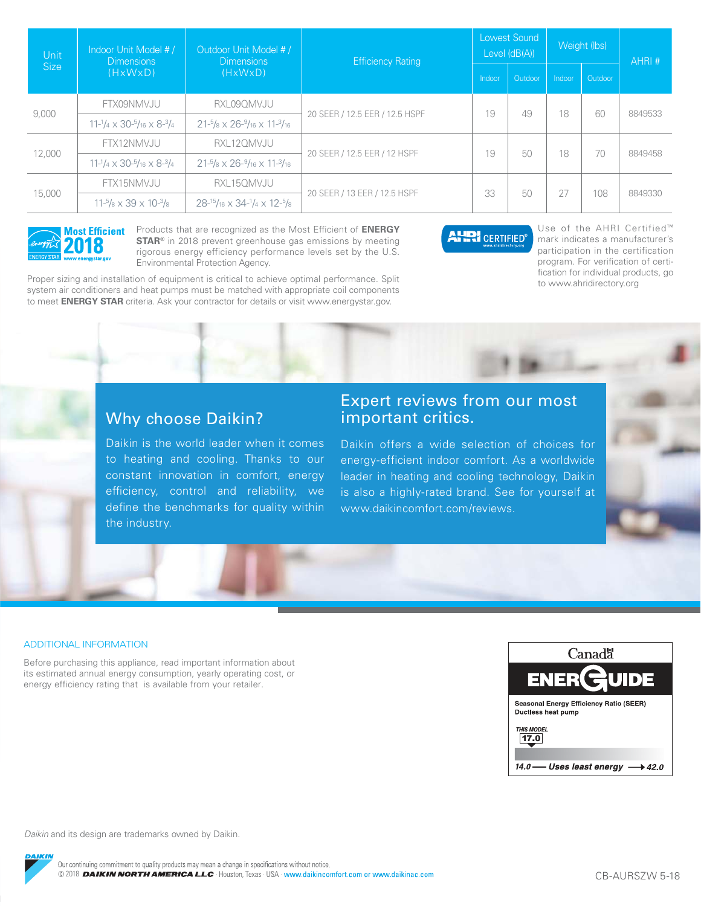| Unit Size | Indoor Unit Model # / Dimensions (HxWxD) | Outdoor Unit Model # / Dimensions (HxWxD) | Efficiency Rating | Lowest Sound Level (dB(A)) | | Weight (lbs) | | AHRI # |
|---|---|---|---|---|---|---|---|---|
| | | | | Indoor | Outdoor | Indoor | Outdoor | |
| 9,000 | FTX09NMVJU<br>11-1/4 x 30-5/16 x 8-3/4 | RXL09QMVJU<br>21-5/8 x 26-9/16 x 11-3/16 | 20 SEER / 12.5 EER / 12.5 HSPF | 19 | 49 | 18 | 60 | 8849533 |
| 12,000 | FTX12NMVJU<br>11-1/4 x 30-5/16 x 8-3/4 | RXL12QMVJU<br>21-5/8 x 26-9/16 x 11-3/16 | 20 SEER / 12.5 EER / 12 HSPF | 19 | 50 | 18 | 70 | 8849458 |
| 15,000 | FTX15NMVJU<br>11-5/8 x 39 x 10-3/8 | RXL15QMVJU<br>28-15/16 x 34-1/4 x 12-5/8 | 20 SEER / 13 EER / 12.5 HSPF | 33 | 50 | 27 | 108 | 8849330 |

Most Efficient 2018 ENERGY STAR www.energystar.gov

Products that are recognized as the Most Efficient of **ENERGY STAR®** in 2018 prevent greenhouse gas emissions by meeting rigorous energy efficiency performance levels set by the U.S. Environmental Protection Agency.

Proper sizing and installation of equipment is critical to achieve optimal performance. Split system air conditioners and heat pumps must be matched with appropriate coil components to meet **ENERGY STAR** criteria. Ask your contractor for details or visit www.energystar.gov.

AHRI CERTIFIED® www.ahridirectory.org

Use of the AHRI Certified™ mark indicates a manufacturer's participation in the certification program. For verification of certification for individual products, go to www.ahridirectory.org

## Why choose Daikin?

Daikin is the world leader when it comes to heating and cooling. Thanks to our constant innovation in comfort, energy efficiency, control and reliability, we define the benchmarks for quality within the industry.

## Expert reviews from our most important critics.

Daikin offers a wide selection of choices for energy-efficient indoor comfort. As a worldwide leader in heating and cooling technology, Daikin is also a highly-rated brand. See for yourself at www.daikincomfort.com/reviews.

### ADDITIONAL INFORMATION

Before purchasing this appliance, read important information about its estimated annual energy consumption, yearly operating cost, or energy efficiency rating that is available from your retailer.

Canada ENERGUIDE

Seasonal Energy Efficiency Ratio (SEER)
Ductless heat pump

THIS MODEL
17.0

14.0 — Uses least energy → 42.0

*Daikin* and its design are trademarks owned by Daikin.

Our continuing commitment to quality products may mean a change in specifications without notice.
© 2018 **DAIKIN NORTH AMERICA LLC** · Houston, Texas · USA · www.daikincomfort.com or www.daikinac.com

CB-AURSZW 5-18